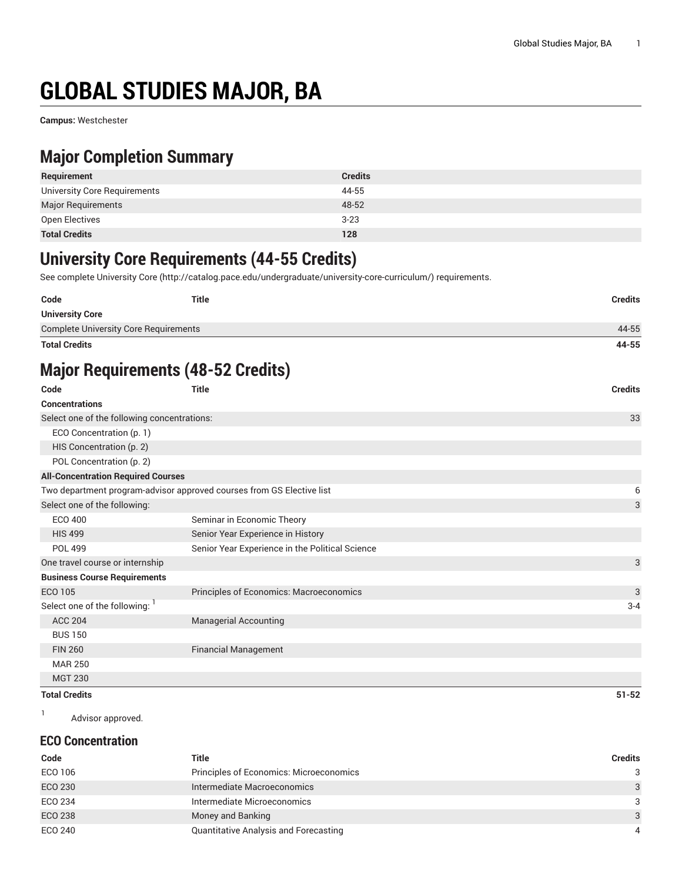# GLOBAL STUDIES MAJOR, BA

**Campus:** Westchester

## Major Completion Summary

| Requirement | Credits |
| --- | --- |
| University Core Requirements | 44-55 |
| Major Requirements | 48-52 |
| Open Electives | 3-23 |
| **Total Credits** | **128** |

## University Core Requirements (44-55 Credits)

See complete University Core (http://catalog.pace.edu/undergraduate/university-core-curriculum/) requirements.

| Code | Title | Credits |
| --- | --- | --- |
| **University Core** | | |
| Complete University Core Requirements | | 44-55 |
| **Total Credits** | | **44-55** |

## Major Requirements (48-52 Credits)

| Code | Title | Credits |
| --- | --- | --- |
| **Concentrations** | | |
| Select one of the following concentrations: | | 33 |
| ECO Concentration (p. 1) | | |
| HIS Concentration (p. 2) | | |
| POL Concentration (p. 2) | | |
| **All-Concentration Required Courses** | | |
| Two department program-advisor approved courses from GS Elective list | | 6 |
| Select one of the following: | | 3 |
| ECO 400 | Seminar in Economic Theory | |
| HIS 499 | Senior Year Experience in History | |
| POL 499 | Senior Year Experience in the Political Science | |
| One travel course or internship | | 3 |
| **Business Course Requirements** | | |
| ECO 105 | Principles of Economics: Macroeconomics | 3 |
| Select one of the following: [1] | | 3-4 |
| ACC 204 | Managerial Accounting | |
| BUS 150 | | |
| FIN 260 | Financial Management | |
| MAR 250 | | |
| MGT 230 | | |
| **Total Credits** | | **51-52** |

[1] Advisor approved.

### ECO Concentration

| Code | Title | Credits |
| --- | --- | --- |
| ECO 106 | Principles of Economics: Microeconomics | 3 |
| ECO 230 | Intermediate Macroeconomics | 3 |
| ECO 234 | Intermediate Microeconomics | 3 |
| ECO 238 | Money and Banking | 3 |
| ECO 240 | Quantitative Analysis and Forecasting | 4 |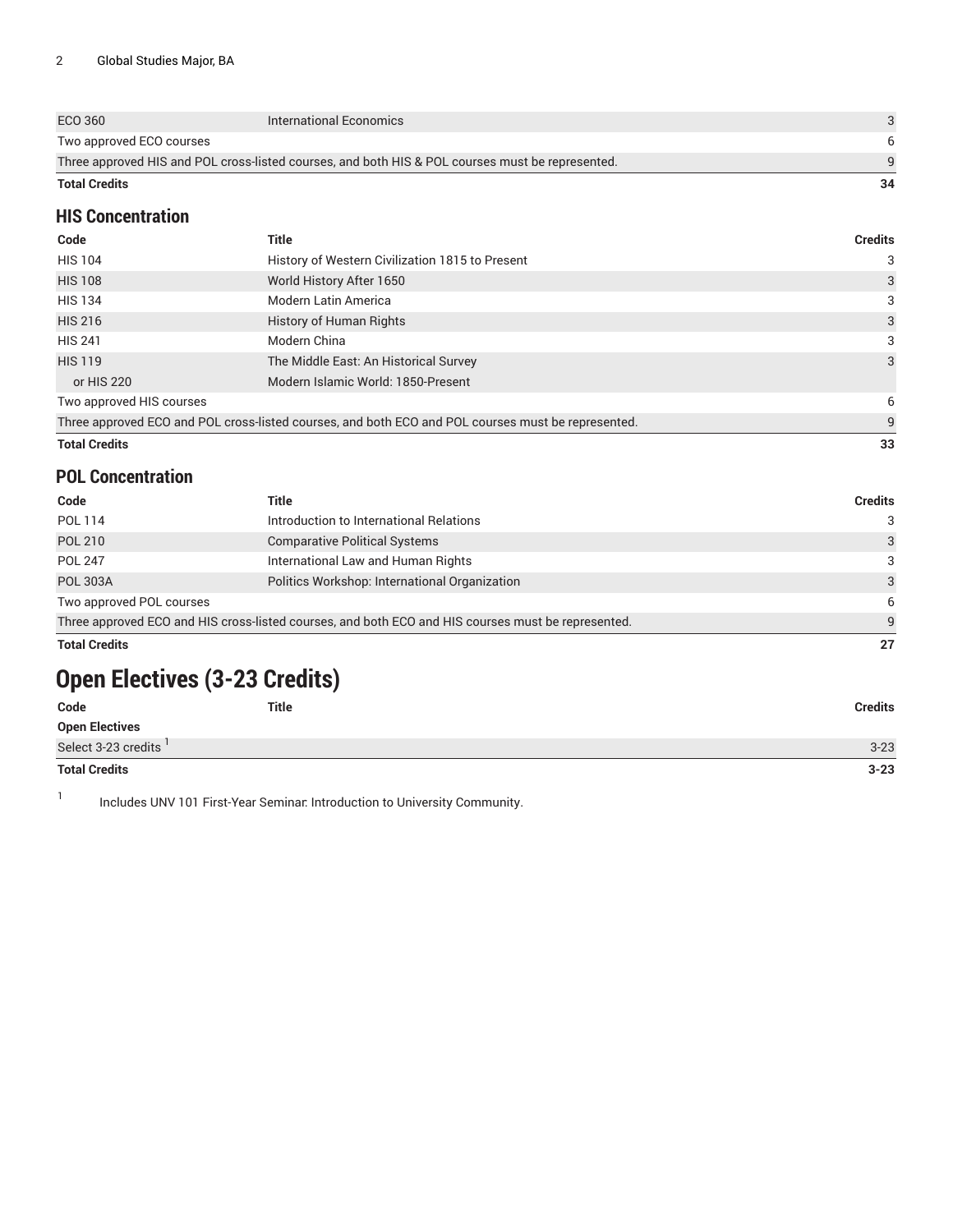| | | |
|---|---|---|
| ECO 360 | International Economics | 3 |
| Two approved ECO courses | | 6 |
| Three approved HIS and POL cross-listed courses, and both HIS & POL courses must be represented. | | 9 |
| **Total Credits** | | **34** |

### HIS Concentration

| Code | Title | Credits |
|---|---|---|
| HIS 104 | History of Western Civilization 1815 to Present | 3 |
| HIS 108 | World History After 1650 | 3 |
| HIS 134 | Modern Latin America | 3 |
| HIS 216 | History of Human Rights | 3 |
| HIS 241 | Modern China | 3 |
| HIS 119 | The Middle East: An Historical Survey | 3 |
| or HIS 220 | Modern Islamic World: 1850-Present | |
| Two approved HIS courses | | 6 |
| Three approved ECO and POL cross-listed courses, and both ECO and POL courses must be represented. | | 9 |
| **Total Credits** | | **33** |

### POL Concentration

| Code | Title | Credits |
|---|---|---|
| POL 114 | Introduction to International Relations | 3 |
| POL 210 | Comparative Political Systems | 3 |
| POL 247 | International Law and Human Rights | 3 |
| POL 303A | Politics Workshop: International Organization | 3 |
| Two approved POL courses | | 6 |
| Three approved ECO and HIS cross-listed courses, and both ECO and HIS courses must be represented. | | 9 |
| **Total Credits** | | **27** |

## Open Electives (3-23 Credits)

| Code | Title | Credits |
|---|---|---|
| **Open Electives** | | |
| Select 3-23 credits [1] | | 3-23 |
| **Total Credits** | | **3-23** |

[1] Includes UNV 101 First-Year Seminar: Introduction to University Community.